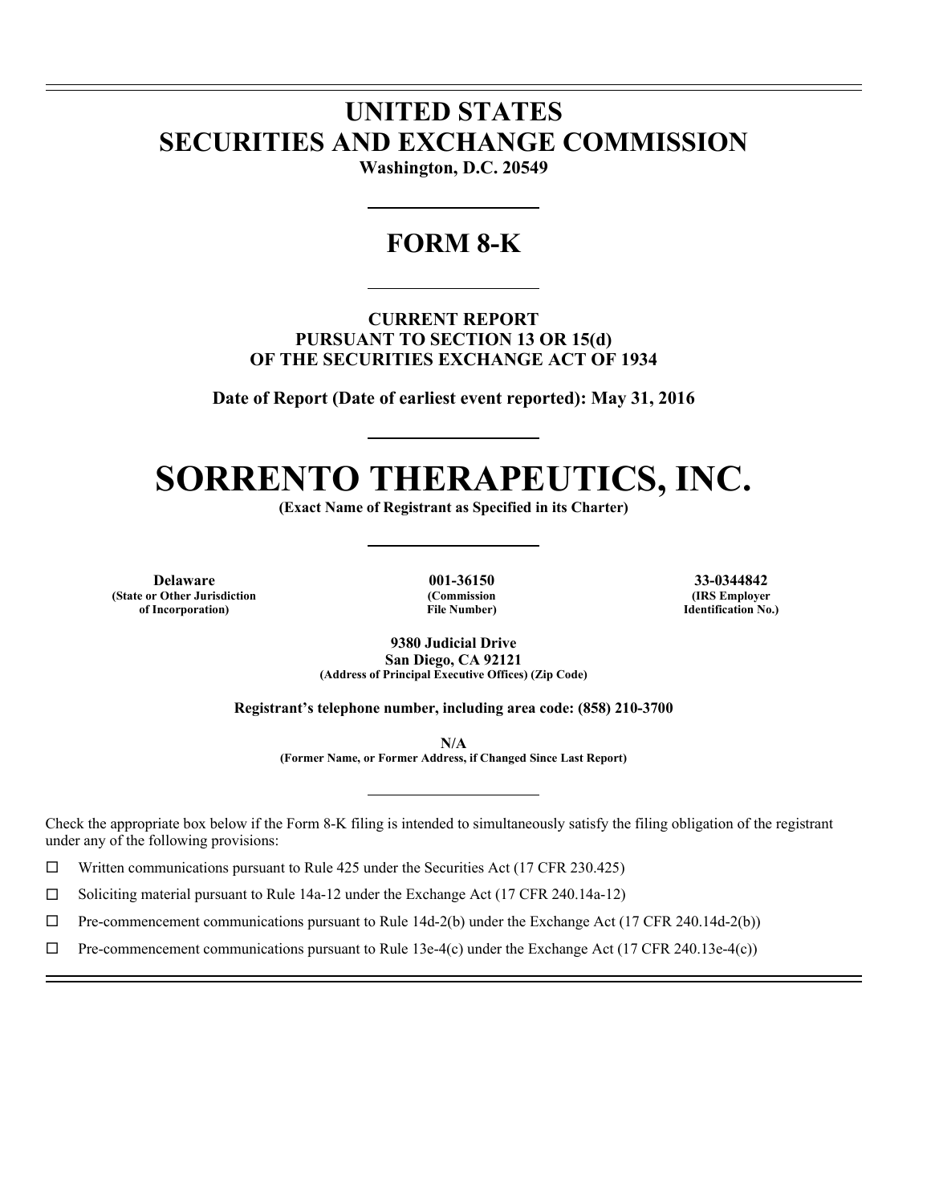# UNITED STATES
# SECURITIES AND EXCHANGE COMMISSION

**Washington, D.C. 20549**

---

# FORM 8-K

---

**CURRENT REPORT**
**PURSUANT TO SECTION 13 OR 15(d)**
**OF THE SECURITIES EXCHANGE ACT OF 1934**

**Date of Report (Date of earliest event reported): May 31, 2016**

---

# SORRENTO THERAPEUTICS, INC.

**(Exact Name of Registrant as Specified in its Charter)**

---

| Delaware | 001-36150 | 33-0344842 |
|---|---|---|
| (State or Other Jurisdiction of Incorporation) | (Commission File Number) | (IRS Employer Identification No.) |

**9380 Judicial Drive**
**San Diego, CA 92121**
**(Address of Principal Executive Offices) (Zip Code)**

**Registrant's telephone number, including area code: (858) 210-3700**

**N/A**
**(Former Name, or Former Address, if Changed Since Last Report)**

---

Check the appropriate box below if the Form 8-K filing is intended to simultaneously satisfy the filing obligation of the registrant under any of the following provisions:

☐ Written communications pursuant to Rule 425 under the Securities Act (17 CFR 230.425)

☐ Soliciting material pursuant to Rule 14a-12 under the Exchange Act (17 CFR 240.14a-12)

☐ Pre-commencement communications pursuant to Rule 14d-2(b) under the Exchange Act (17 CFR 240.14d-2(b))

☐ Pre-commencement communications pursuant to Rule 13e-4(c) under the Exchange Act (17 CFR 240.13e-4(c))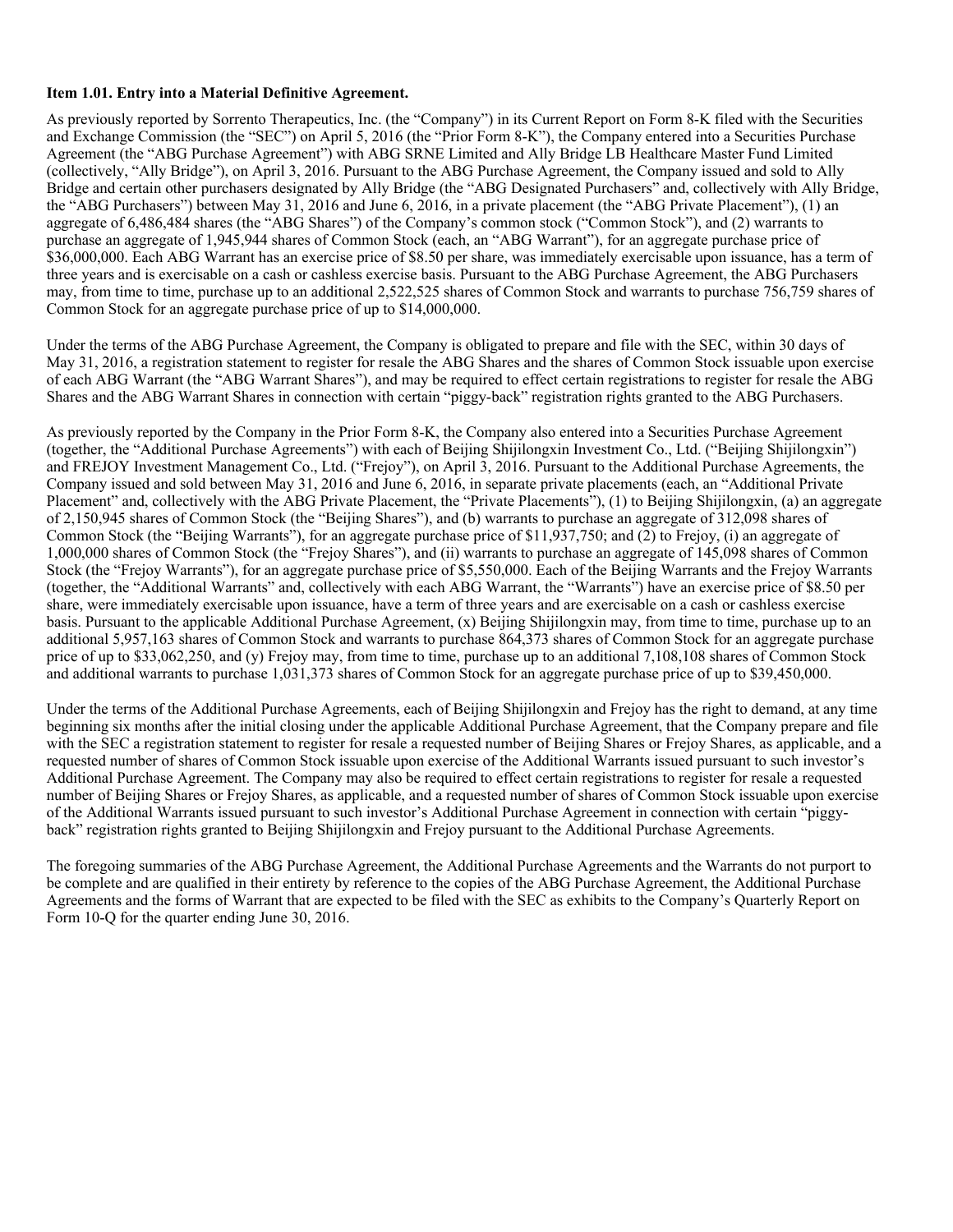**Item 1.01. Entry into a Material Definitive Agreement.**

As previously reported by Sorrento Therapeutics, Inc. (the "Company") in its Current Report on Form 8-K filed with the Securities and Exchange Commission (the "SEC") on April 5, 2016 (the "Prior Form 8-K"), the Company entered into a Securities Purchase Agreement (the "ABG Purchase Agreement") with ABG SRNE Limited and Ally Bridge LB Healthcare Master Fund Limited (collectively, "Ally Bridge"), on April 3, 2016. Pursuant to the ABG Purchase Agreement, the Company issued and sold to Ally Bridge and certain other purchasers designated by Ally Bridge (the "ABG Designated Purchasers" and, collectively with Ally Bridge, the "ABG Purchasers") between May 31, 2016 and June 6, 2016, in a private placement (the "ABG Private Placement"), (1) an aggregate of 6,486,484 shares (the "ABG Shares") of the Company's common stock ("Common Stock"), and (2) warrants to purchase an aggregate of 1,945,944 shares of Common Stock (each, an "ABG Warrant"), for an aggregate purchase price of $36,000,000. Each ABG Warrant has an exercise price of $8.50 per share, was immediately exercisable upon issuance, has a term of three years and is exercisable on a cash or cashless exercise basis. Pursuant to the ABG Purchase Agreement, the ABG Purchasers may, from time to time, purchase up to an additional 2,522,525 shares of Common Stock and warrants to purchase 756,759 shares of Common Stock for an aggregate purchase price of up to $14,000,000.

Under the terms of the ABG Purchase Agreement, the Company is obligated to prepare and file with the SEC, within 30 days of May 31, 2016, a registration statement to register for resale the ABG Shares and the shares of Common Stock issuable upon exercise of each ABG Warrant (the "ABG Warrant Shares"), and may be required to effect certain registrations to register for resale the ABG Shares and the ABG Warrant Shares in connection with certain "piggy-back" registration rights granted to the ABG Purchasers.

As previously reported by the Company in the Prior Form 8-K, the Company also entered into a Securities Purchase Agreement (together, the "Additional Purchase Agreements") with each of Beijing Shijilongxin Investment Co., Ltd. ("Beijing Shijilongxin") and FREJOY Investment Management Co., Ltd. ("Frejoy"), on April 3, 2016. Pursuant to the Additional Purchase Agreements, the Company issued and sold between May 31, 2016 and June 6, 2016, in separate private placements (each, an "Additional Private Placement" and, collectively with the ABG Private Placement, the "Private Placements"), (1) to Beijing Shijilongxin, (a) an aggregate of 2,150,945 shares of Common Stock (the "Beijing Shares"), and (b) warrants to purchase an aggregate of 312,098 shares of Common Stock (the "Beijing Warrants"), for an aggregate purchase price of $11,937,750; and (2) to Frejoy, (i) an aggregate of 1,000,000 shares of Common Stock (the "Frejoy Shares"), and (ii) warrants to purchase an aggregate of 145,098 shares of Common Stock (the "Frejoy Warrants"), for an aggregate purchase price of $5,550,000. Each of the Beijing Warrants and the Frejoy Warrants (together, the "Additional Warrants" and, collectively with each ABG Warrant, the "Warrants") have an exercise price of $8.50 per share, were immediately exercisable upon issuance, have a term of three years and are exercisable on a cash or cashless exercise basis. Pursuant to the applicable Additional Purchase Agreement, (x) Beijing Shijilongxin may, from time to time, purchase up to an additional 5,957,163 shares of Common Stock and warrants to purchase 864,373 shares of Common Stock for an aggregate purchase price of up to $33,062,250, and (y) Frejoy may, from time to time, purchase up to an additional 7,108,108 shares of Common Stock and additional warrants to purchase 1,031,373 shares of Common Stock for an aggregate purchase price of up to $39,450,000.

Under the terms of the Additional Purchase Agreements, each of Beijing Shijilongxin and Frejoy has the right to demand, at any time beginning six months after the initial closing under the applicable Additional Purchase Agreement, that the Company prepare and file with the SEC a registration statement to register for resale a requested number of Beijing Shares or Frejoy Shares, as applicable, and a requested number of shares of Common Stock issuable upon exercise of the Additional Warrants issued pursuant to such investor's Additional Purchase Agreement. The Company may also be required to effect certain registrations to register for resale a requested number of Beijing Shares or Frejoy Shares, as applicable, and a requested number of shares of Common Stock issuable upon exercise of the Additional Warrants issued pursuant to such investor's Additional Purchase Agreement in connection with certain "piggy-back" registration rights granted to Beijing Shijilongxin and Frejoy pursuant to the Additional Purchase Agreements.

The foregoing summaries of the ABG Purchase Agreement, the Additional Purchase Agreements and the Warrants do not purport to be complete and are qualified in their entirety by reference to the copies of the ABG Purchase Agreement, the Additional Purchase Agreements and the forms of Warrant that are expected to be filed with the SEC as exhibits to the Company's Quarterly Report on Form 10-Q for the quarter ending June 30, 2016.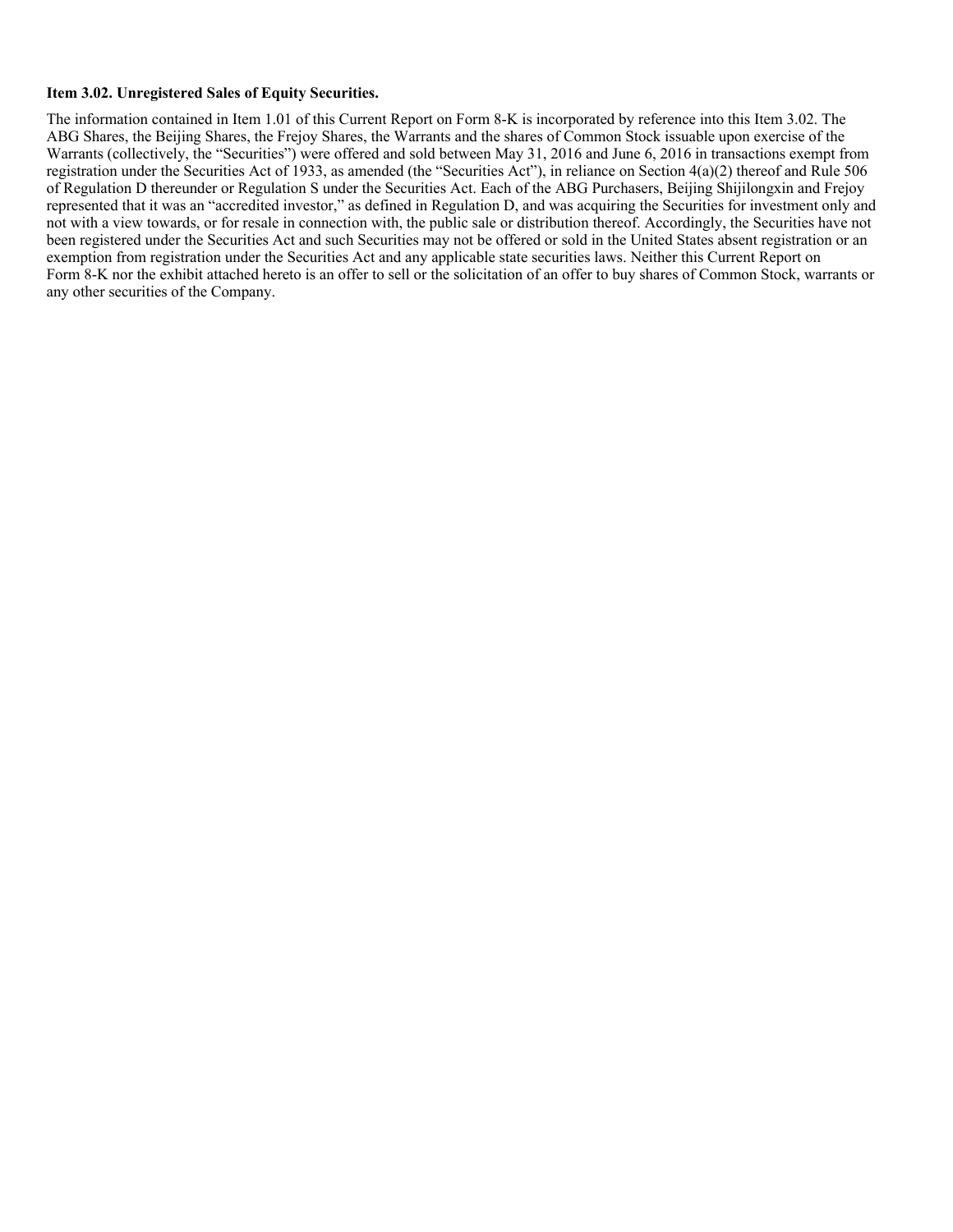**Item 3.02. Unregistered Sales of Equity Securities.**

The information contained in Item 1.01 of this Current Report on Form 8-K is incorporated by reference into this Item 3.02. The ABG Shares, the Beijing Shares, the Frejoy Shares, the Warrants and the shares of Common Stock issuable upon exercise of the Warrants (collectively, the "Securities") were offered and sold between May 31, 2016 and June 6, 2016 in transactions exempt from registration under the Securities Act of 1933, as amended (the "Securities Act"), in reliance on Section 4(a)(2) thereof and Rule 506 of Regulation D thereunder or Regulation S under the Securities Act. Each of the ABG Purchasers, Beijing Shijilongxin and Frejoy represented that it was an "accredited investor," as defined in Regulation D, and was acquiring the Securities for investment only and not with a view towards, or for resale in connection with, the public sale or distribution thereof. Accordingly, the Securities have not been registered under the Securities Act and such Securities may not be offered or sold in the United States absent registration or an exemption from registration under the Securities Act and any applicable state securities laws. Neither this Current Report on Form 8-K nor the exhibit attached hereto is an offer to sell or the solicitation of an offer to buy shares of Common Stock, warrants or any other securities of the Company.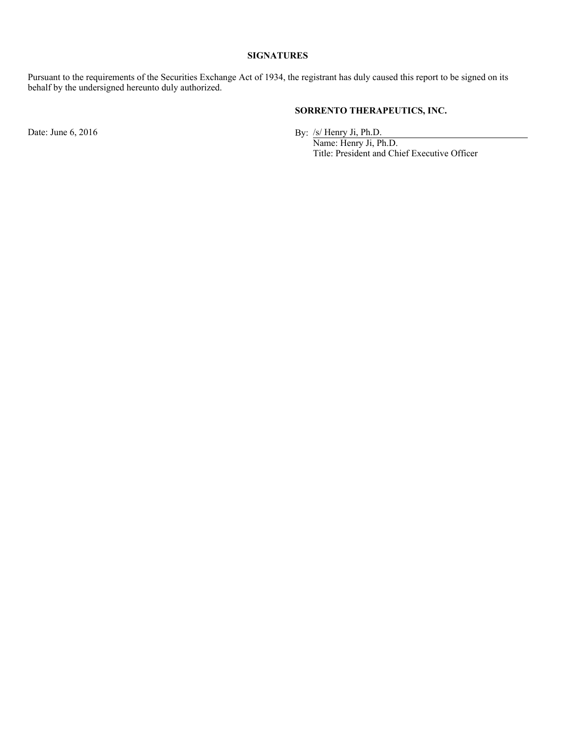**SIGNATURES**

Pursuant to the requirements of the Securities Exchange Act of 1934, the registrant has duly caused this report to be signed on its behalf by the undersigned hereunto duly authorized.

**SORRENTO THERAPEUTICS, INC.**

Date: June 6, 2016

By: /s/ Henry Ji, Ph.D.
Name: Henry Ji, Ph.D.
Title: President and Chief Executive Officer